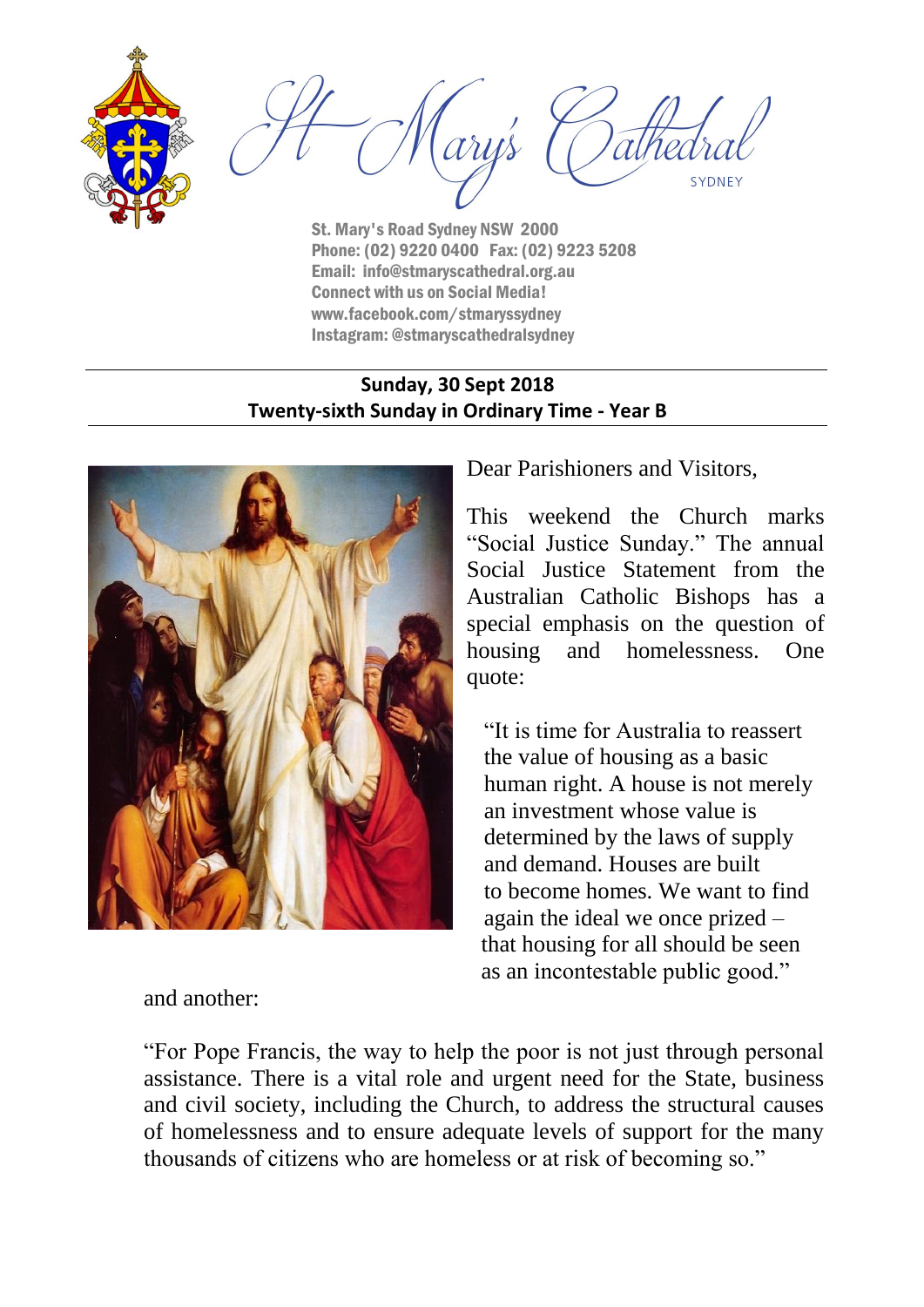# St Mary's Cathedral

SYDNEY

St. Mary's Road Sydney NSW 2000
Phone: (02) 9220 0400 Fax: (02) 9223 5208
Email: info@stmaryscathedral.org.au
Connect with us on Social Media!
www.facebook.com/stmaryssydney
Instagram: @stmaryscathedralsydney

**Sunday, 30 Sept 2018**
**Twenty-sixth Sunday in Ordinary Time - Year B**

Dear Parishioners and Visitors,

This weekend the Church marks "Social Justice Sunday." The annual Social Justice Statement from the Australian Catholic Bishops has a special emphasis on the question of housing and homelessness. One quote:

> "It is time for Australia to reassert the value of housing as a basic human right. A house is not merely an investment whose value is determined by the laws of supply and demand. Houses are built to become homes. We want to find again the ideal we once prized – that housing for all should be seen as an incontestable public good."

and another:

"For Pope Francis, the way to help the poor is not just through personal assistance. There is a vital role and urgent need for the State, business and civil society, including the Church, to address the structural causes of homelessness and to ensure adequate levels of support for the many thousands of citizens who are homeless or at risk of becoming so."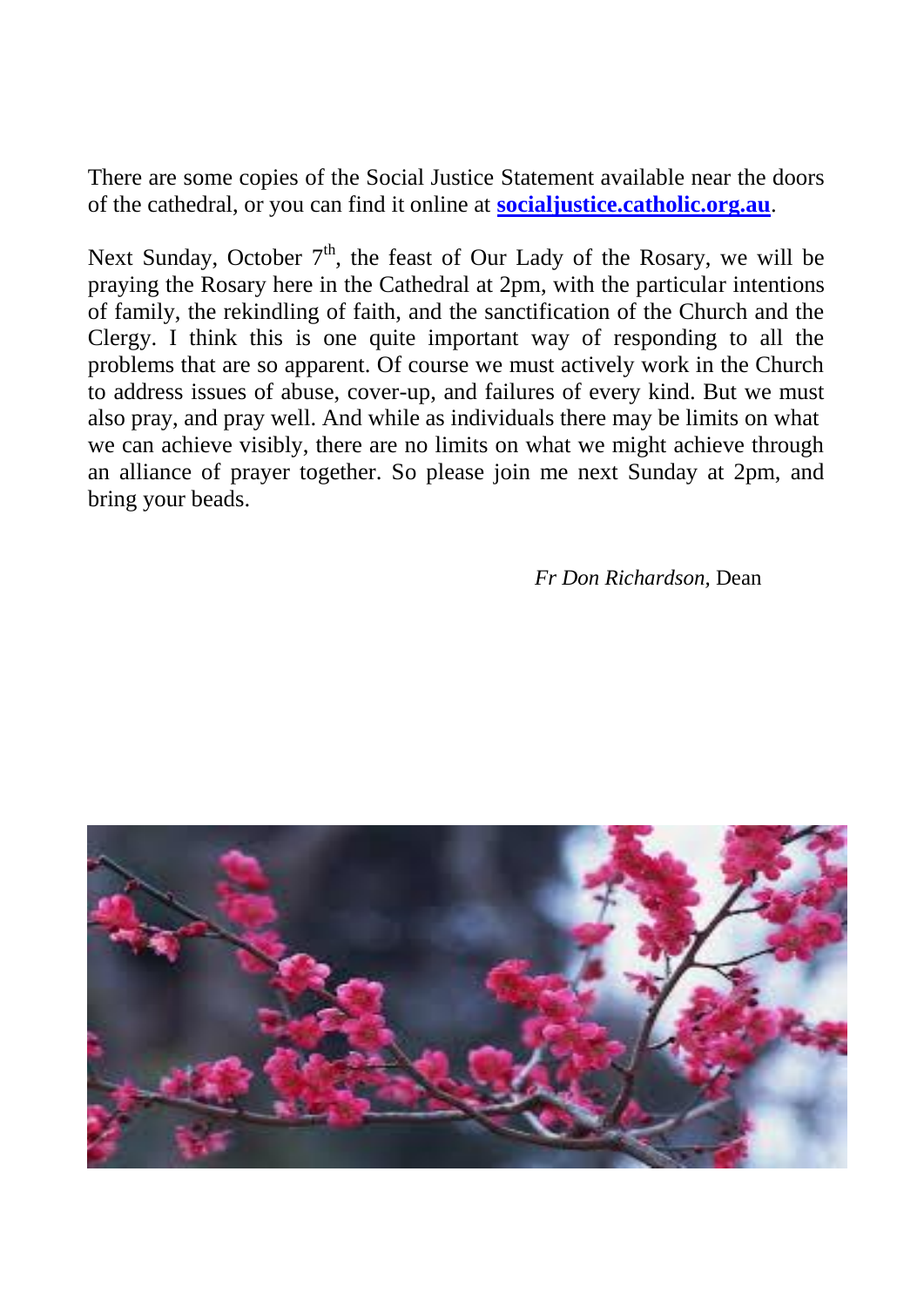There are some copies of the Social Justice Statement available near the doors of the cathedral, or you can find it online at **socialjustice.catholic.org.au**.

Next Sunday, October 7th, the feast of Our Lady of the Rosary, we will be praying the Rosary here in the Cathedral at 2pm, with the particular intentions of family, the rekindling of faith, and the sanctification of the Church and the Clergy. I think this is one quite important way of responding to all the problems that are so apparent. Of course we must actively work in the Church to address issues of abuse, cover-up, and failures of every kind. But we must also pray, and pray well. And while as individuals there may be limits on what we can achieve visibly, there are no limits on what we might achieve through an alliance of prayer together. So please join me next Sunday at 2pm, and bring your beads.

*Fr Don Richardson,* Dean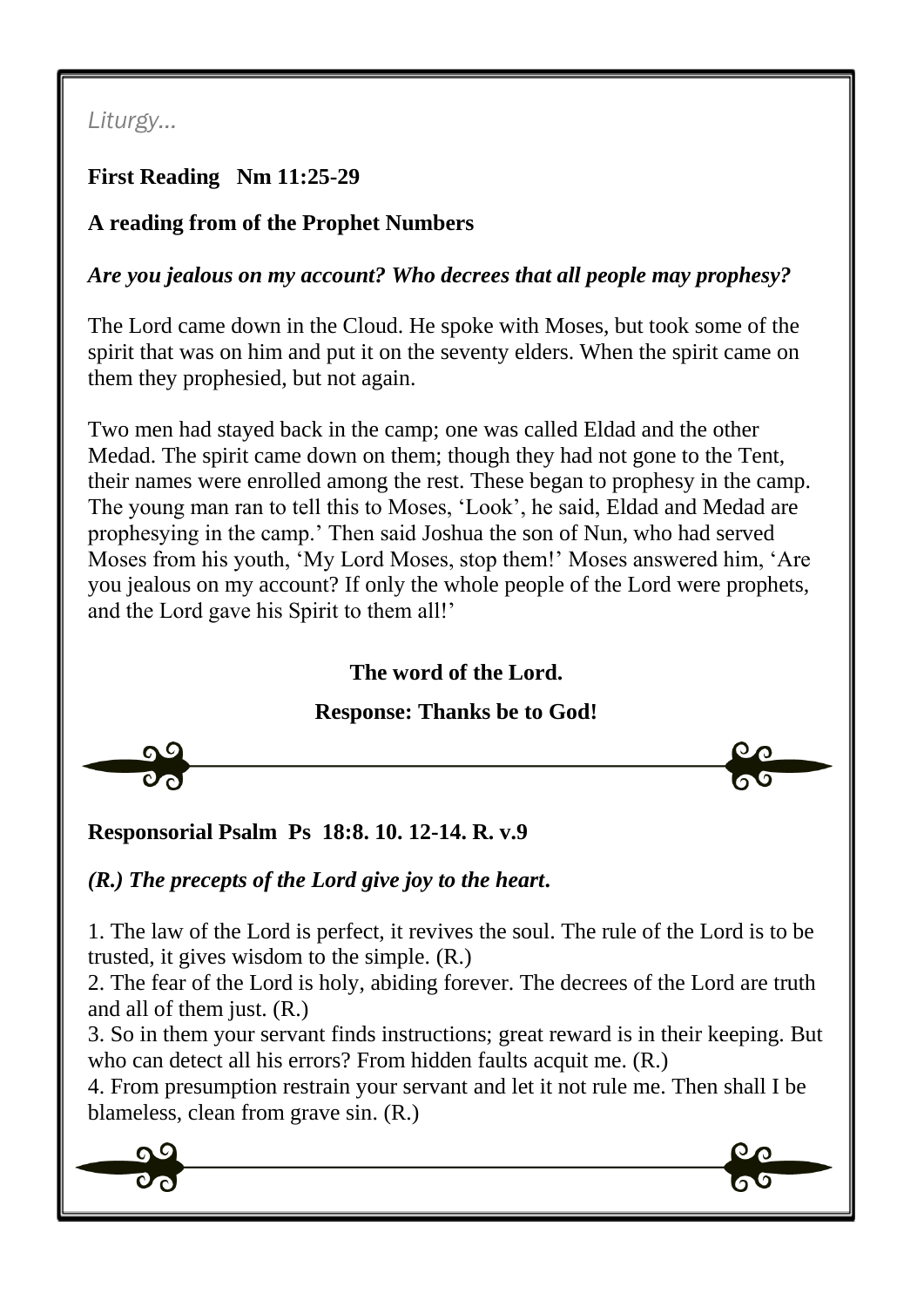*Liturgy…*

**First Reading Nm 11:25-29**

**A reading from of the Prophet Numbers**

***Are you jealous on my account? Who decrees that all people may prophesy?***

The Lord came down in the Cloud. He spoke with Moses, but took some of the spirit that was on him and put it on the seventy elders. When the spirit came on them they prophesied, but not again.

Two men had stayed back in the camp; one was called Eldad and the other Medad. The spirit came down on them; though they had not gone to the Tent, their names were enrolled among the rest. These began to prophesy in the camp. The young man ran to tell this to Moses, 'Look', he said, Eldad and Medad are prophesying in the camp.' Then said Joshua the son of Nun, who had served Moses from his youth, 'My Lord Moses, stop them!' Moses answered him, 'Are you jealous on my account? If only the whole people of the Lord were prophets, and the Lord gave his Spirit to them all!'

**The word of the Lord.**

**Response: Thanks be to God!**

**Responsorial Psalm Ps 18:8. 10. 12-14. R. v.9**

***(R.) The precepts of the Lord give joy to the heart.***

1. The law of the Lord is perfect, it revives the soul. The rule of the Lord is to be trusted, it gives wisdom to the simple. (R.)
2. The fear of the Lord is holy, abiding forever. The decrees of the Lord are truth and all of them just. (R.)
3. So in them your servant finds instructions; great reward is in their keeping. But who can detect all his errors? From hidden faults acquit me. (R.)
4. From presumption restrain your servant and let it not rule me. Then shall I be blameless, clean from grave sin. (R.)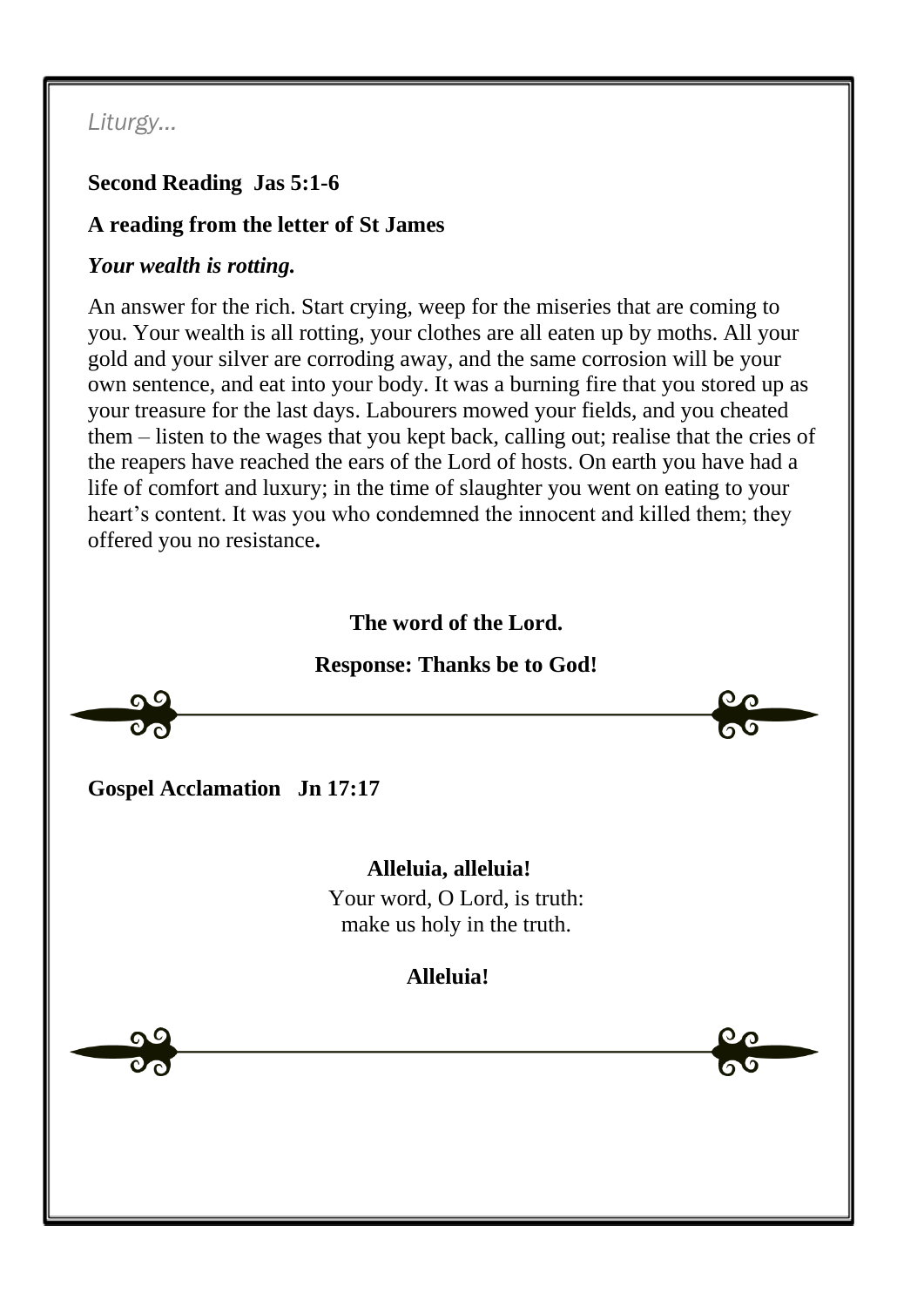*Liturgy…*

**Second Reading  Jas 5:1-6**

**A reading from the letter of St James**

***Your wealth is rotting.***

An answer for the rich. Start crying, weep for the miseries that are coming to you. Your wealth is all rotting, your clothes are all eaten up by moths. All your gold and your silver are corroding away, and the same corrosion will be your own sentence, and eat into your body. It was a burning fire that you stored up as your treasure for the last days. Labourers mowed your fields, and you cheated them – listen to the wages that you kept back, calling out; realise that the cries of the reapers have reached the ears of the Lord of hosts. On earth you have had a life of comfort and luxury; in the time of slaughter you went on eating to your heart's content. It was you who condemned the innocent and killed them; they offered you no resistance**.**

**The word of the Lord.**

**Response: Thanks be to God!**

**Gospel Acclamation   Jn 17:17**

**Alleluia, alleluia!**
Your word, O Lord, is truth:
make us holy in the truth.

**Alleluia!**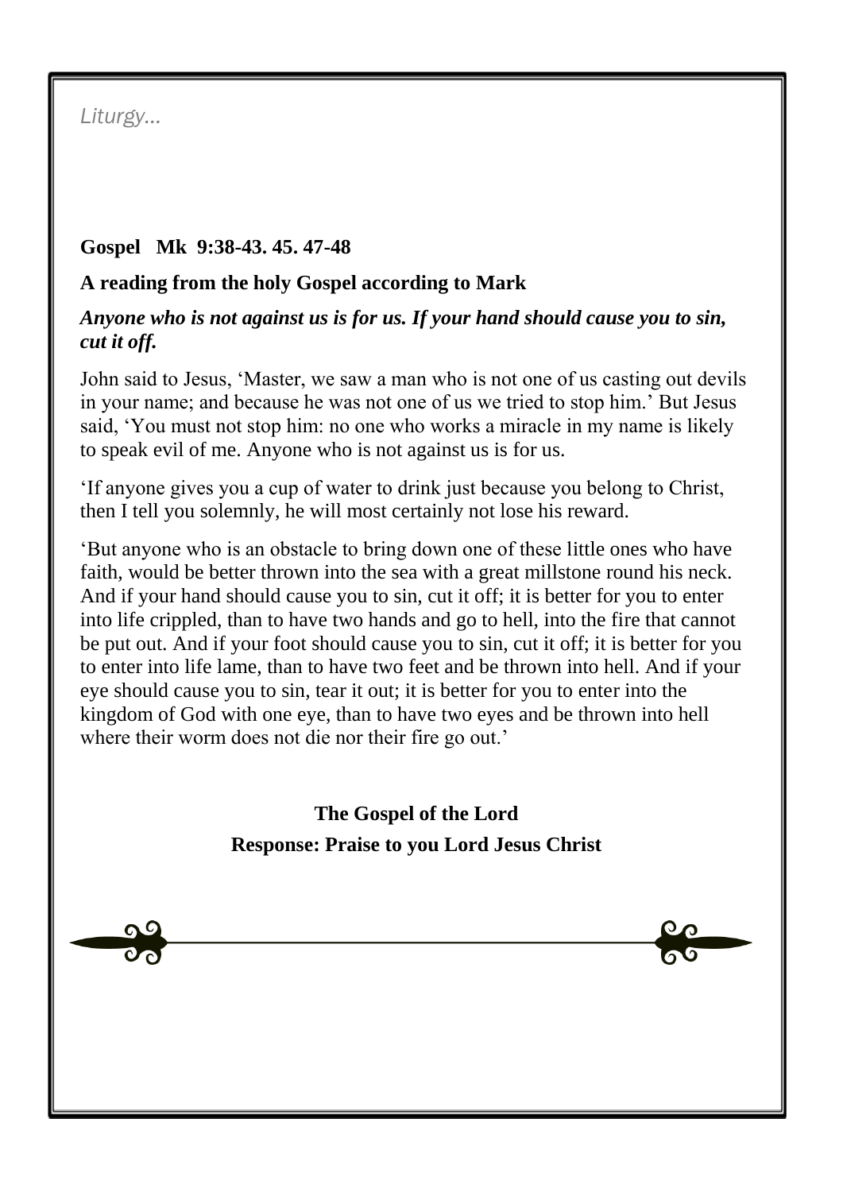*Liturgy…*

**Gospel Mk 9:38-43. 45. 47-48**

**A reading from the holy Gospel according to Mark**

***Anyone who is not against us is for us. If your hand should cause you to sin, cut it off.***

John said to Jesus, 'Master, we saw a man who is not one of us casting out devils in your name; and because he was not one of us we tried to stop him.' But Jesus said, 'You must not stop him: no one who works a miracle in my name is likely to speak evil of me. Anyone who is not against us is for us.

'If anyone gives you a cup of water to drink just because you belong to Christ, then I tell you solemnly, he will most certainly not lose his reward.

'But anyone who is an obstacle to bring down one of these little ones who have faith, would be better thrown into the sea with a great millstone round his neck. And if your hand should cause you to sin, cut it off; it is better for you to enter into life crippled, than to have two hands and go to hell, into the fire that cannot be put out. And if your foot should cause you to sin, cut it off; it is better for you to enter into life lame, than to have two feet and be thrown into hell. And if your eye should cause you to sin, tear it out; it is better for you to enter into the kingdom of God with one eye, than to have two eyes and be thrown into hell where their worm does not die nor their fire go out.'

**The Gospel of the Lord**

**Response: Praise to you Lord Jesus Christ**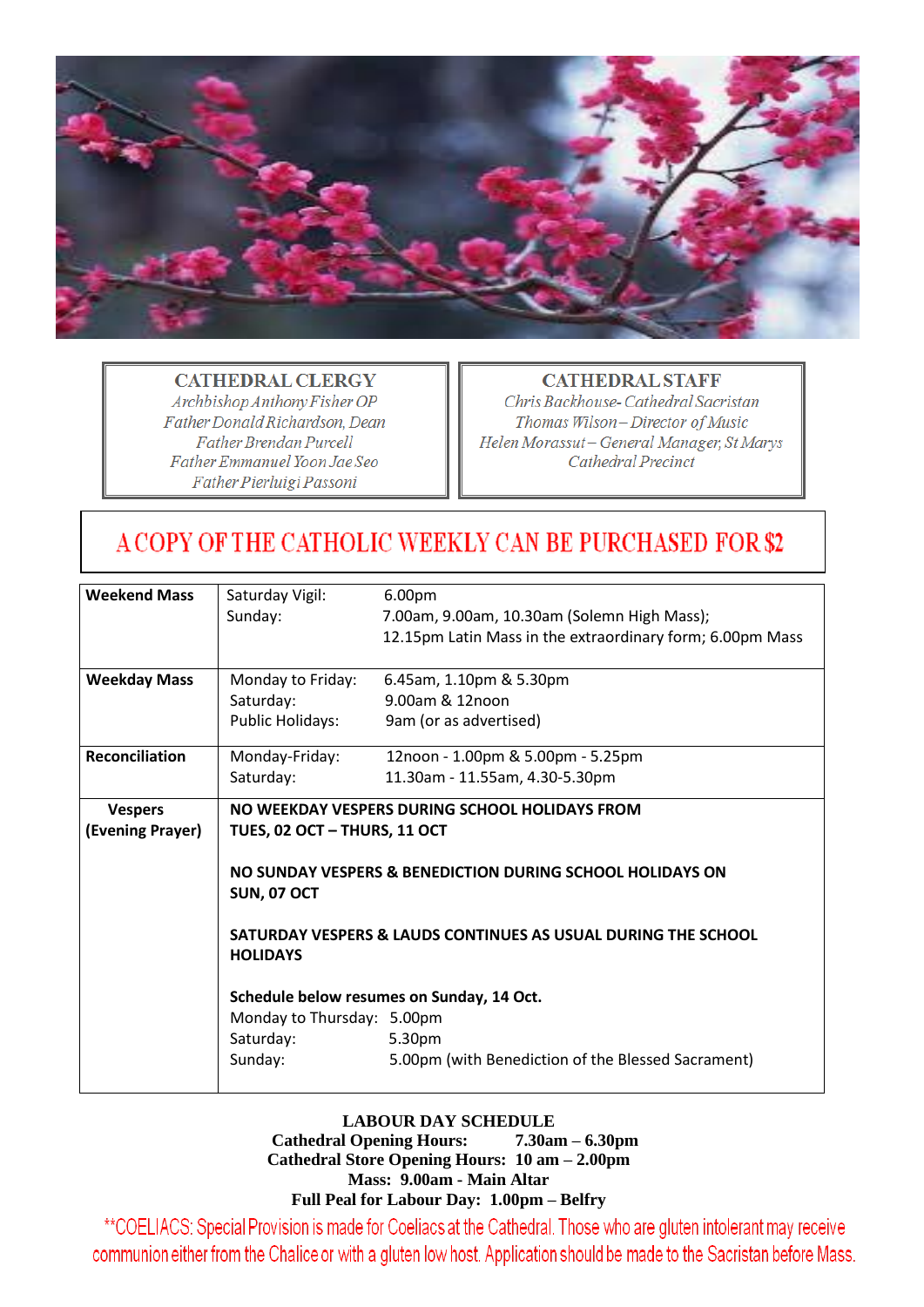**CATHEDRAL CLERGY**

*Archbishop Anthony Fisher OP*
*Father Donald Richardson, Dean*
*Father Brendan Purcell*
*Father Emmanuel Yoon Jae Seo*
*Father Pierluigi Passoni*

**CATHEDRAL STAFF**

*Chris Backhouse- Cathedral Sacristan*
*Thomas Wilson – Director of Music*
*Helen Morassut – General Manager, St Marys Cathedral Precinct*

## A COPY OF THE CATHOLIC WEEKLY CAN BE PURCHASED FOR $2

| | | |
|---|---|---|
| **Weekend Mass** | Saturday Vigil:<br>Sunday: | 6.00pm<br>7.00am, 9.00am, 10.30am (Solemn High Mass);<br>12.15pm Latin Mass in the extraordinary form; 6.00pm Mass |
| **Weekday Mass** | Monday to Friday:<br>Saturday:<br>Public Holidays: | 6.45am, 1.10pm & 5.30pm<br>9.00am & 12noon<br>9am (or as advertised) |
| **Reconciliation** | Monday-Friday:<br>Saturday: | 12noon - 1.00pm & 5.00pm - 5.25pm<br>11.30am - 11.55am, 4.30-5.30pm |
| **Vespers (Evening Prayer)** | **NO WEEKDAY VESPERS DURING SCHOOL HOLIDAYS FROM TUES, 02 OCT – THURS, 11 OCT**<br><br>**NO SUNDAY VESPERS & BENEDICTION DURING SCHOOL HOLIDAYS ON SUN, 07 OCT**<br><br>**SATURDAY VESPERS & LAUDS CONTINUES AS USUAL DURING THE SCHOOL HOLIDAYS**<br><br>**Schedule below resumes on Sunday, 14 Oct.**<br>Monday to Thursday:<br>Saturday:<br>Sunday: | <br><br><br><br><br><br><br><br>5.00pm<br>5.30pm<br>5.00pm (with Benediction of the Blessed Sacrament) |

**LABOUR DAY SCHEDULE**
**Cathedral Opening Hours: 7.30am – 6.30pm**
**Cathedral Store Opening Hours: 10 am – 2.00pm**
**Mass: 9.00am - Main Altar**
**Full Peal for Labour Day: 1.00pm – Belfry**

**COELIACS: Special Provision is made for Coeliacs at the Cathedral. Those who are gluten intolerant may receive communion either from the Chalice or with a gluten low host. Application should be made to the Sacristan before Mass.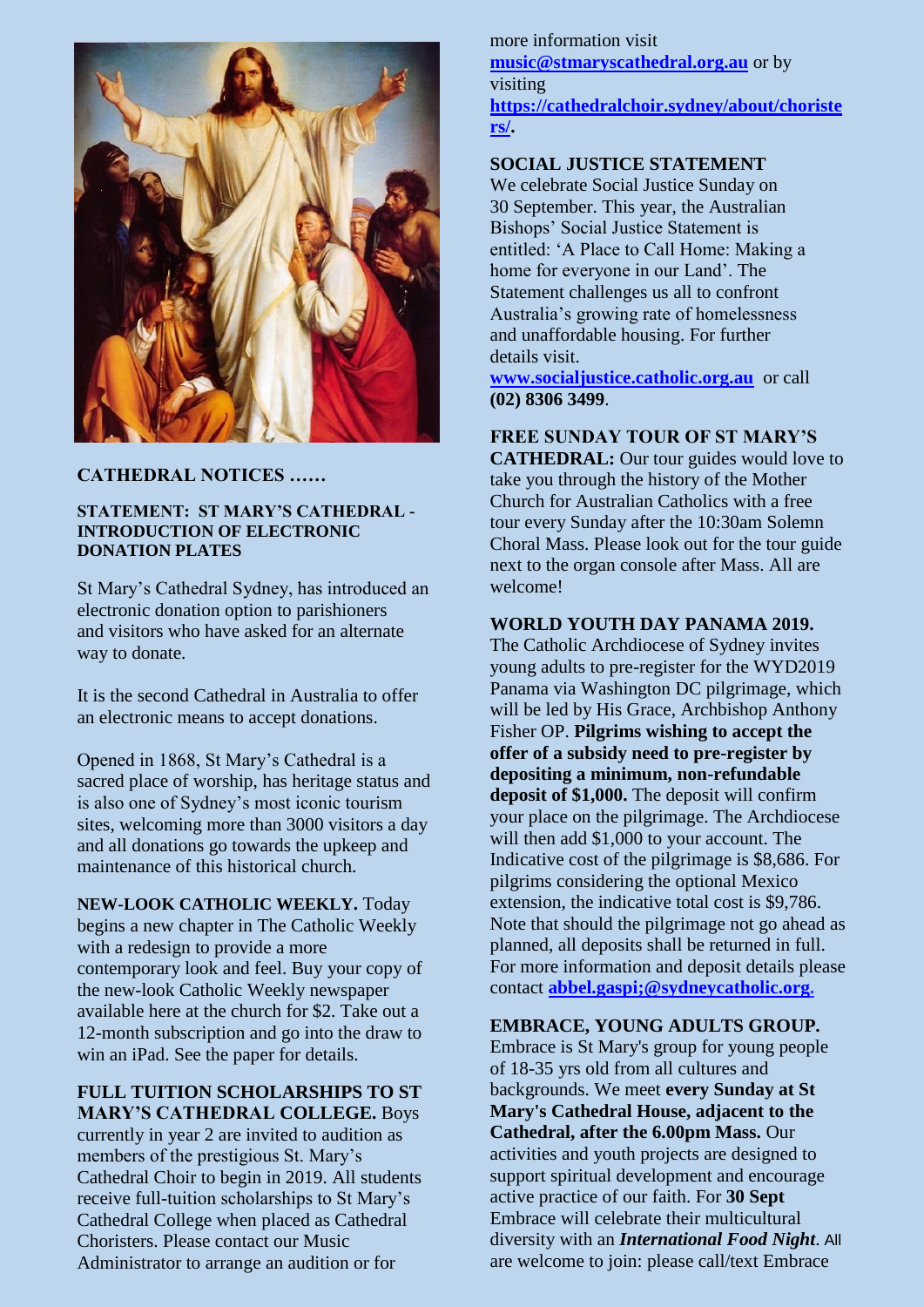**CATHEDRAL NOTICES ……**

**STATEMENT: ST MARY'S CATHEDRAL - INTRODUCTION OF ELECTRONIC DONATION PLATES**

St Mary's Cathedral Sydney, has introduced an electronic donation option to parishioners and visitors who have asked for an alternate way to donate.

It is the second Cathedral in Australia to offer an electronic means to accept donations.

Opened in 1868, St Mary's Cathedral is a sacred place of worship, has heritage status and is also one of Sydney's most iconic tourism sites, welcoming more than 3000 visitors a day and all donations go towards the upkeep and maintenance of this historical church.

**NEW-LOOK CATHOLIC WEEKLY.** Today begins a new chapter in The Catholic Weekly with a redesign to provide a more contemporary look and feel. Buy your copy of the new-look Catholic Weekly newspaper available here at the church for $2. Take out a 12-month subscription and go into the draw to win an iPad. See the paper for details.

**FULL TUITION SCHOLARSHIPS TO ST MARY'S CATHEDRAL COLLEGE.** Boys currently in year 2 are invited to audition as members of the prestigious St. Mary's Cathedral Choir to begin in 2019. All students receive full-tuition scholarships to St Mary's Cathedral College when placed as Cathedral Choristers. Please contact our Music Administrator to arrange an audition or for more information visit **music@stmaryscathedral.org.au** or by visiting **https://cathedralchoir.sydney/about/choristers/.**

**SOCIAL JUSTICE STATEMENT**
We celebrate Social Justice Sunday on 30 September. This year, the Australian Bishops' Social Justice Statement is entitled: 'A Place to Call Home: Making a home for everyone in our Land'. The Statement challenges us all to confront Australia's growing rate of homelessness and unaffordable housing. For further details visit. **www.socialjustice.catholic.org.au** or call **(02) 8306 3499**.

**FREE SUNDAY TOUR OF ST MARY'S CATHEDRAL:** Our tour guides would love to take you through the history of the Mother Church for Australian Catholics with a free tour every Sunday after the 10:30am Solemn Choral Mass. Please look out for the tour guide next to the organ console after Mass. All are welcome!

**WORLD YOUTH DAY PANAMA 2019.**
The Catholic Archdiocese of Sydney invites young adults to pre-register for the WYD2019 Panama via Washington DC pilgrimage, which will be led by His Grace, Archbishop Anthony Fisher OP. **Pilgrims wishing to accept the offer of a subsidy need to pre-register by depositing a minimum, non-refundable deposit of $1,000.** The deposit will confirm your place on the pilgrimage. The Archdiocese will then add $1,000 to your account. The Indicative cost of the pilgrimage is $8,686. For pilgrims considering the optional Mexico extension, the indicative total cost is $9,786. Note that should the pilgrimage not go ahead as planned, all deposits shall be returned in full. For more information and deposit details please contact **abbel.gaspi;@sydneycatholic.org.**

**EMBRACE, YOUNG ADULTS GROUP.**
Embrace is St Mary's group for young people of 18-35 yrs old from all cultures and backgrounds. We meet **every Sunday at St Mary's Cathedral House, adjacent to the Cathedral, after the 6.00pm Mass.** Our activities and youth projects are designed to support spiritual development and encourage active practice of our faith. For **30 Sept** Embrace will celebrate their multicultural diversity with an ***International Food Night***. All are welcome to join: please call/text Embrace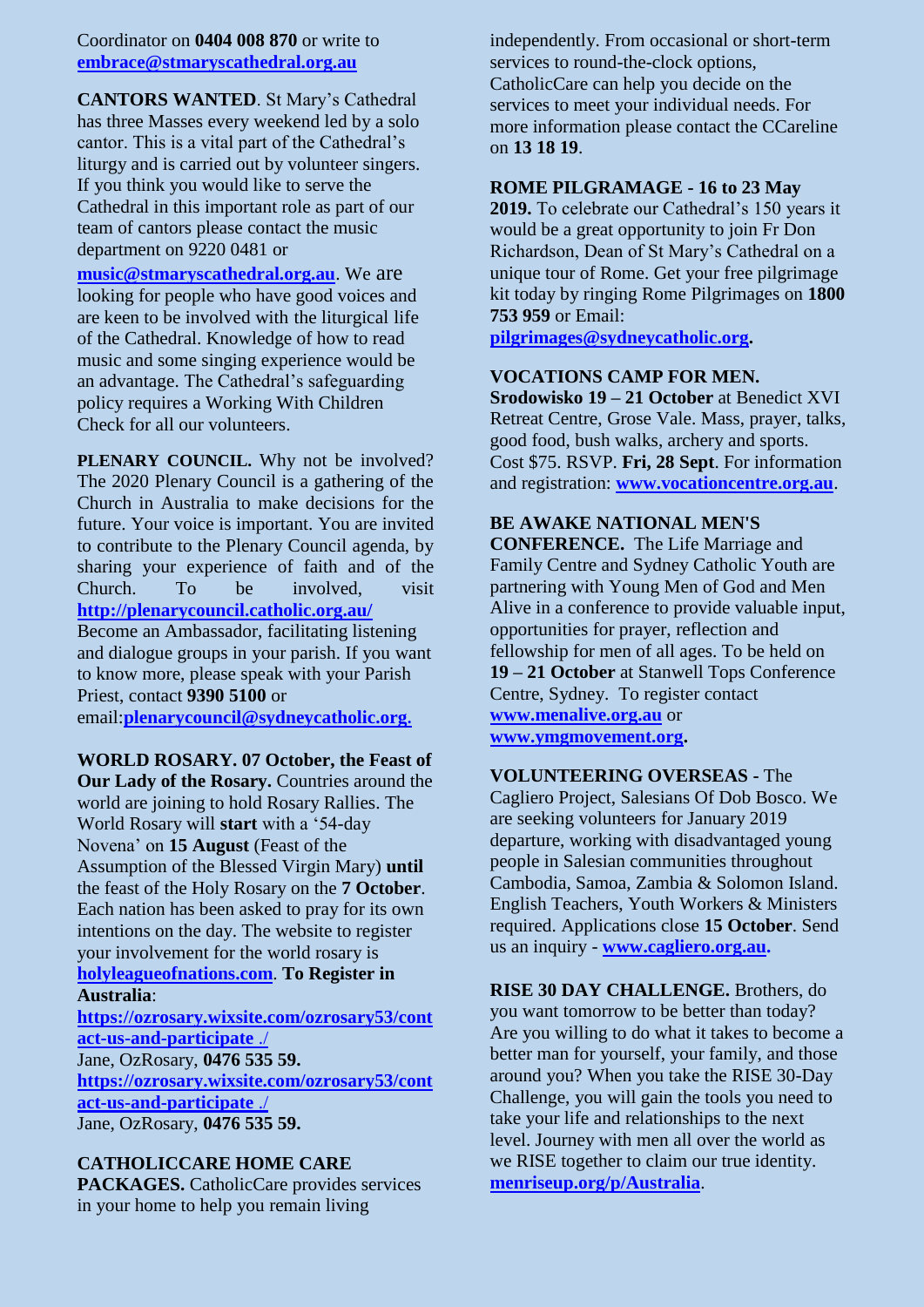Coordinator on **0404 008 870** or write to **embrace@stmaryscathedral.org.au**

**CANTORS WANTED**. St Mary's Cathedral has three Masses every weekend led by a solo cantor. This is a vital part of the Cathedral's liturgy and is carried out by volunteer singers. If you think you would like to serve the Cathedral in this important role as part of our team of cantors please contact the music department on 9220 0481 or **music@stmaryscathedral.org.au**. We are looking for people who have good voices and are keen to be involved with the liturgical life of the Cathedral. Knowledge of how to read music and some singing experience would be an advantage. The Cathedral's safeguarding policy requires a Working With Children Check for all our volunteers.

**PLENARY COUNCIL.** Why not be involved? The 2020 Plenary Council is a gathering of the Church in Australia to make decisions for the future. Your voice is important. You are invited to contribute to the Plenary Council agenda, by sharing your experience of faith and of the Church. To be involved, visit **http://plenarycouncil.catholic.org.au/** Become an Ambassador, facilitating listening and dialogue groups in your parish. If you want to know more, please speak with your Parish Priest, contact **9390 5100** or email:**plenarycouncil@sydneycatholic.org.**

**WORLD ROSARY. 07 October, the Feast of Our Lady of the Rosary.** Countries around the world are joining to hold Rosary Rallies. The World Rosary will **start** with a '54-day Novena' on **15 August** (Feast of the Assumption of the Blessed Virgin Mary) **until** the feast of the Holy Rosary on the **7 October**. Each nation has been asked to pray for its own intentions on the day. The website to register your involvement for the world rosary is **holyleagueofnations.com**. **To Register in Australia**:
**https://ozrosary.wixsite.com/ozrosary53/contact-us-and-participate ./**
Jane, OzRosary, **0476 535 59.**
**https://ozrosary.wixsite.com/ozrosary53/contact-us-and-participate ./**
Jane, OzRosary, **0476 535 59.**

**CATHOLICCARE HOME CARE PACKAGES.** CatholicCare provides services in your home to help you remain living independently. From occasional or short-term services to round-the-clock options, CatholicCare can help you decide on the services to meet your individual needs. For more information please contact the CCareline on **13 18 19**.

**ROME PILGRAMAGE - 16 to 23 May 2019.** To celebrate our Cathedral's 150 years it would be a great opportunity to join Fr Don Richardson, Dean of St Mary's Cathedral on a unique tour of Rome. Get your free pilgrimage kit today by ringing Rome Pilgrimages on **1800 753 959** or Email:
**pilgrimages@sydneycatholic.org.**

**VOCATIONS CAMP FOR MEN. Srodowisko 19 – 21 October** at Benedict XVI Retreat Centre, Grose Vale. Mass, prayer, talks, good food, bush walks, archery and sports. Cost $75. RSVP. **Fri, 28 Sept**. For information and registration: **www.vocationcentre.org.au**.

**BE AWAKE NATIONAL MEN'S CONFERENCE.** The Life Marriage and Family Centre and Sydney Catholic Youth are partnering with Young Men of God and Men Alive in a conference to provide valuable input, opportunities for prayer, reflection and fellowship for men of all ages. To be held on **19 – 21 October** at Stanwell Tops Conference Centre, Sydney. To register contact **www.menalive.org.au** or **www.ymgmovement.org.**

**VOLUNTEERING OVERSEAS -** The Cagliero Project, Salesians Of Dob Bosco. We are seeking volunteers for January 2019 departure, working with disadvantaged young people in Salesian communities throughout Cambodia, Samoa, Zambia & Solomon Island. English Teachers, Youth Workers & Ministers required. Applications close **15 October**. Send us an inquiry - **www.cagliero.org.au.**

**RISE 30 DAY CHALLENGE.** Brothers, do you want tomorrow to be better than today? Are you willing to do what it takes to become a better man for yourself, your family, and those around you? When you take the RISE 30-Day Challenge, you will gain the tools you need to take your life and relationships to the next level. Journey with men all over the world as we RISE together to claim our true identity. **menriseup.org/p/Australia**.